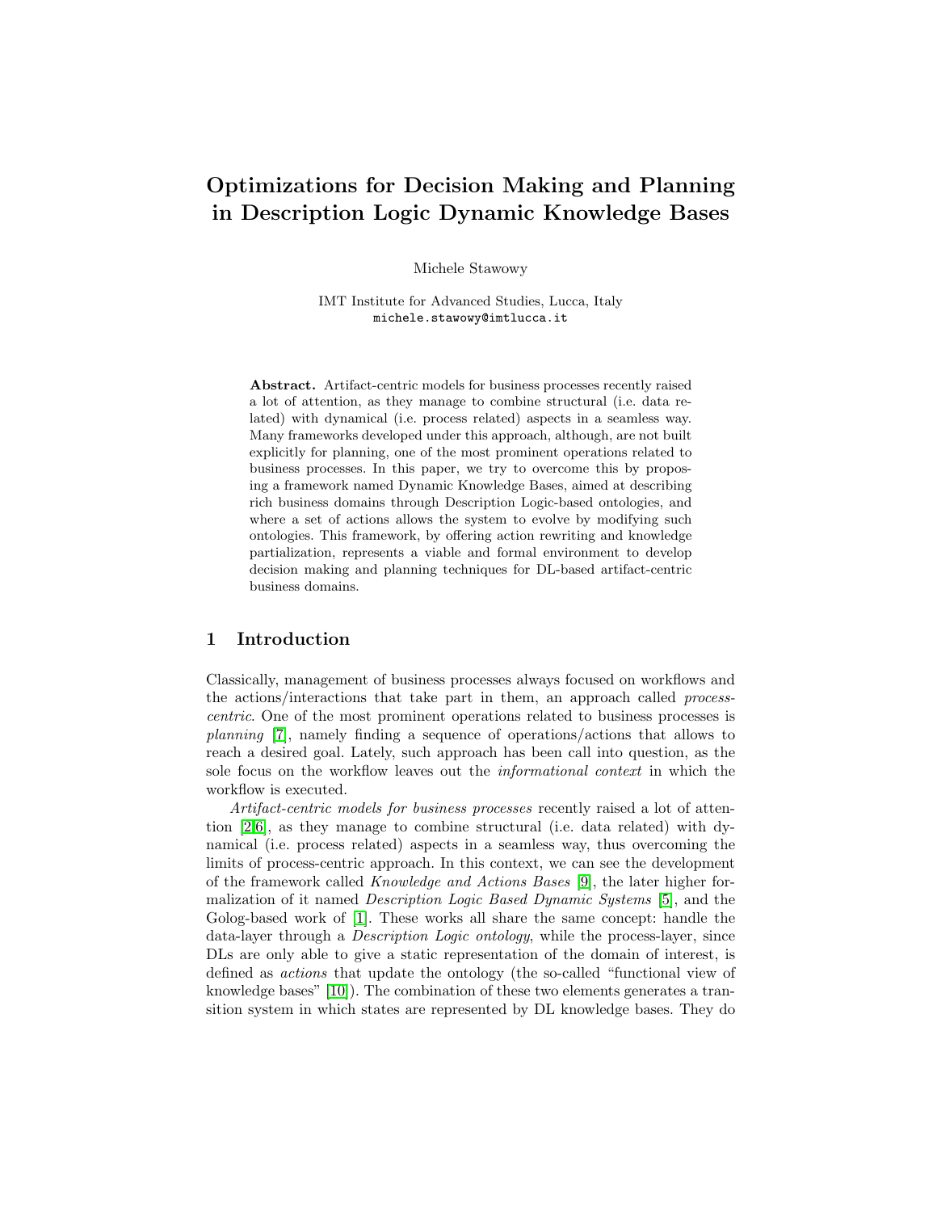# Optimizations for Decision Making and Planning in Description Logic Dynamic Knowledge Bases

Michele Stawowy

IMT Institute for Advanced Studies, Lucca, Italy
michele.stawowy@imtlucca.it

**Abstract.** Artifact-centric models for business processes recently raised a lot of attention, as they manage to combine structural (i.e. data related) with dynamical (i.e. process related) aspects in a seamless way. Many frameworks developed under this approach, although, are not built explicitly for planning, one of the most prominent operations related to business processes. In this paper, we try to overcome this by proposing a framework named Dynamic Knowledge Bases, aimed at describing rich business domains through Description Logic-based ontologies, and where a set of actions allows the system to evolve by modifying such ontologies. This framework, by offering action rewriting and knowledge partialization, represents a viable and formal environment to develop decision making and planning techniques for DL-based artifact-centric business domains.

## 1 Introduction

Classically, management of business processes always focused on workflows and the actions/interactions that take part in them, an approach called *process-centric*. One of the most prominent operations related to business processes is *planning* [7], namely finding a sequence of operations/actions that allows to reach a desired goal. Lately, such approach has been call into question, as the sole focus on the workflow leaves out the *informational context* in which the workflow is executed.

*Artifact-centric models for business processes* recently raised a lot of attention [2,6], as they manage to combine structural (i.e. data related) with dynamical (i.e. process related) aspects in a seamless way, thus overcoming the limits of process-centric approach. In this context, we can see the development of the framework called *Knowledge and Actions Bases* [9], the later higher formalization of it named *Description Logic Based Dynamic Systems* [5], and the Golog-based work of [1]. These works all share the same concept: handle the data-layer through a *Description Logic ontology*, while the process-layer, since DLs are only able to give a static representation of the domain of interest, is defined as *actions* that update the ontology (the so-called "functional view of knowledge bases" [10]). The combination of these two elements generates a transition system in which states are represented by DL knowledge bases. They do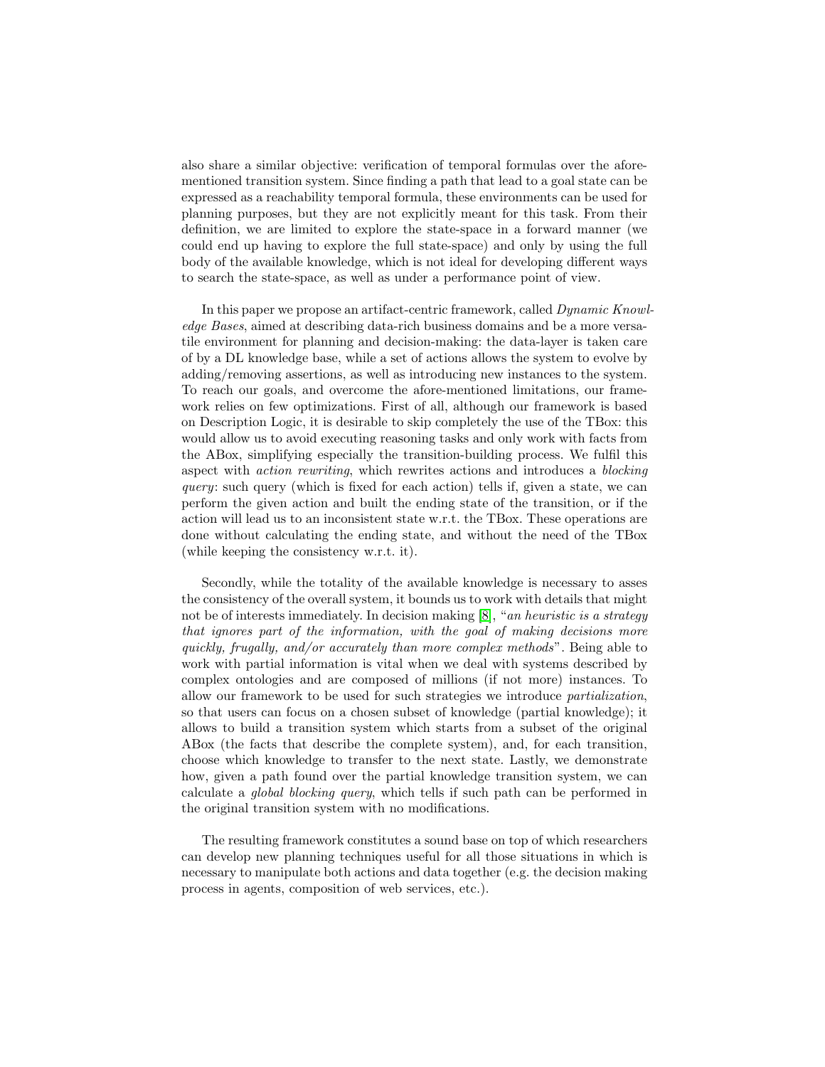also share a similar objective: verification of temporal formulas over the afore-mentioned transition system. Since finding a path that lead to a goal state can be expressed as a reachability temporal formula, these environments can be used for planning purposes, but they are not explicitly meant for this task. From their definition, we are limited to explore the state-space in a forward manner (we could end up having to explore the full state-space) and only by using the full body of the available knowledge, which is not ideal for developing different ways to search the state-space, as well as under a performance point of view.

In this paper we propose an artifact-centric framework, called *Dynamic Knowledge Bases*, aimed at describing data-rich business domains and be a more versatile environment for planning and decision-making: the data-layer is taken care of by a DL knowledge base, while a set of actions allows the system to evolve by adding/removing assertions, as well as introducing new instances to the system. To reach our goals, and overcome the afore-mentioned limitations, our framework relies on few optimizations. First of all, although our framework is based on Description Logic, it is desirable to skip completely the use of the TBox: this would allow us to avoid executing reasoning tasks and only work with facts from the ABox, simplifying especially the transition-building process. We fulfil this aspect with *action rewriting*, which rewrites actions and introduces a *blocking query*: such query (which is fixed for each action) tells if, given a state, we can perform the given action and built the ending state of the transition, or if the action will lead us to an inconsistent state w.r.t. the TBox. These operations are done without calculating the ending state, and without the need of the TBox (while keeping the consistency w.r.t. it).

Secondly, while the totality of the available knowledge is necessary to asses the consistency of the overall system, it bounds us to work with details that might not be of interests immediately. In decision making [8], "*an heuristic is a strategy that ignores part of the information, with the goal of making decisions more quickly, frugally, and/or accurately than more complex methods*". Being able to work with partial information is vital when we deal with systems described by complex ontologies and are composed of millions (if not more) instances. To allow our framework to be used for such strategies we introduce *partialization*, so that users can focus on a chosen subset of knowledge (partial knowledge); it allows to build a transition system which starts from a subset of the original ABox (the facts that describe the complete system), and, for each transition, choose which knowledge to transfer to the next state. Lastly, we demonstrate how, given a path found over the partial knowledge transition system, we can calculate a *global blocking query*, which tells if such path can be performed in the original transition system with no modifications.

The resulting framework constitutes a sound base on top of which researchers can develop new planning techniques useful for all those situations in which is necessary to manipulate both actions and data together (e.g. the decision making process in agents, composition of web services, etc.).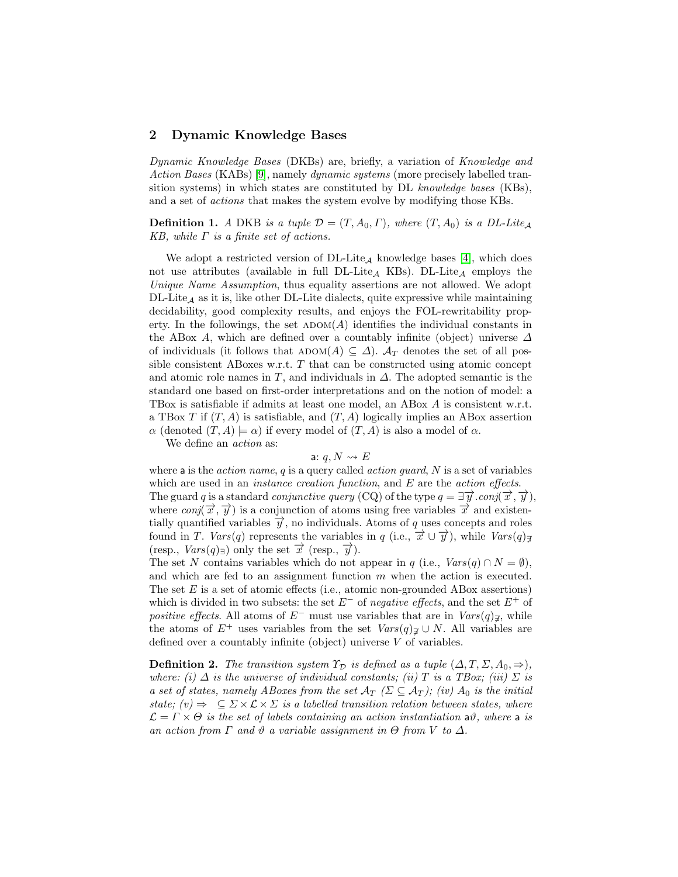## 2 Dynamic Knowledge Bases

*Dynamic Knowledge Bases* (DKBs) are, briefly, a variation of *Knowledge and Action Bases* (KABs) [9], namely *dynamic systems* (more precisely labelled transition systems) in which states are constituted by DL *knowledge bases* (KBs), and a set of *actions* that makes the system evolve by modifying those KBs.

**Definition 1.** *A* DKB *is a tuple $\mathcal{D} = (T, A_0, \Gamma)$, where $(T, A_0)$ is a DL-Lite$_\mathcal{A}$ KB, while $\Gamma$ is a finite set of actions.*

We adopt a restricted version of DL-Lite$_\mathcal{A}$ knowledge bases [4], which does not use attributes (available in full DL-Lite$_\mathcal{A}$ KBs). DL-Lite$_\mathcal{A}$ employs the *Unique Name Assumption*, thus equality assertions are not allowed. We adopt DL-Lite$_\mathcal{A}$ as it is, like other DL-Lite dialects, quite expressive while maintaining decidability, good complexity results, and enjoys the FOL-rewritability property. In the followings, the set $\textsc{adom}(A)$ identifies the individual constants in the ABox $A$, which are defined over a countably infinite (object) universe $\Delta$ of individuals (it follows that $\textsc{adom}(A) \subseteq \Delta$). $\mathcal{A}_T$ denotes the set of all possible consistent ABoxes w.r.t. $T$ that can be constructed using atomic concept and atomic role names in $T$, and individuals in $\Delta$. The adopted semantic is the standard one based on first-order interpretations and on the notion of model: a TBox is satisfiable if admits at least one model, an ABox $A$ is consistent w.r.t. a TBox $T$ if $(T, A)$ is satisfiable, and $(T, A)$ logically implies an ABox assertion $\alpha$ (denoted $(T, A) \models \alpha$) if every model of $(T, A)$ is also a model of $\alpha$.

We define an *action* as:

$$\mathsf{a}\colon q, N \rightsquigarrow E$$

where $\mathsf{a}$ is the *action name*, $q$ is a query called *action guard*, $N$ is a set of variables which are used in an *instance creation function*, and $E$ are the *action effects*. The guard $q$ is a standard *conjunctive query* (CQ) of the type $q = \exists \overrightarrow{y}.conj(\overrightarrow{x}, \overrightarrow{y})$, where $conj(\overrightarrow{x}, \overrightarrow{y})$ is a conjunction of atoms using free variables $\overrightarrow{x}$ and existentially quantified variables $\overrightarrow{y}$, no individuals. Atoms of $q$ uses concepts and roles found in $T$. $Vars(q)$ represents the variables in $q$ (i.e., $\overrightarrow{x} \cup \overrightarrow{y}$), while $Vars(q)_{\nexists}$ (resp., $Vars(q)_{\exists}$) only the set $\overrightarrow{x}$ (resp., $\overrightarrow{y}$).
The set $N$ contains variables which do not appear in $q$ (i.e., $Vars(q) \cap N = \emptyset$), and which are fed to an assignment function $m$ when the action is executed. The set $E$ is a set of atomic effects (i.e., atomic non-grounded ABox assertions) which is divided in two subsets: the set $E^-$ of *negative effects*, and the set $E^+$ of *positive effects*. All atoms of $E^-$ must use variables that are in $Vars(q)_{\nexists}$, while the atoms of $E^+$ uses variables from the set $Vars(q)_{\nexists} \cup N$. All variables are defined over a countably infinite (object) universe $V$ of variables.

**Definition 2.** *The transition system $\Upsilon_\mathcal{D}$ is defined as a tuple $(\Delta, T, \Sigma, A_0, \Rightarrow)$, where: (i) $\Delta$ is the universe of individual constants; (ii) $T$ is a TBox; (iii) $\Sigma$ is a set of states, namely ABoxes from the set $\mathcal{A}_T$ ($\Sigma \subseteq \mathcal{A}_T$); (iv) $A_0$ is the initial state; (v) $\Rightarrow \;\subseteq \Sigma \times \mathcal{L} \times \Sigma$ is a labelled transition relation between states, where $\mathcal{L} = \Gamma \times \Theta$ is the set of labels containing an action instantiation $\mathsf{a}\vartheta$, where $\mathsf{a}$ is an action from $\Gamma$ and $\vartheta$ a variable assignment in $\Theta$ from $V$ to $\Delta$.*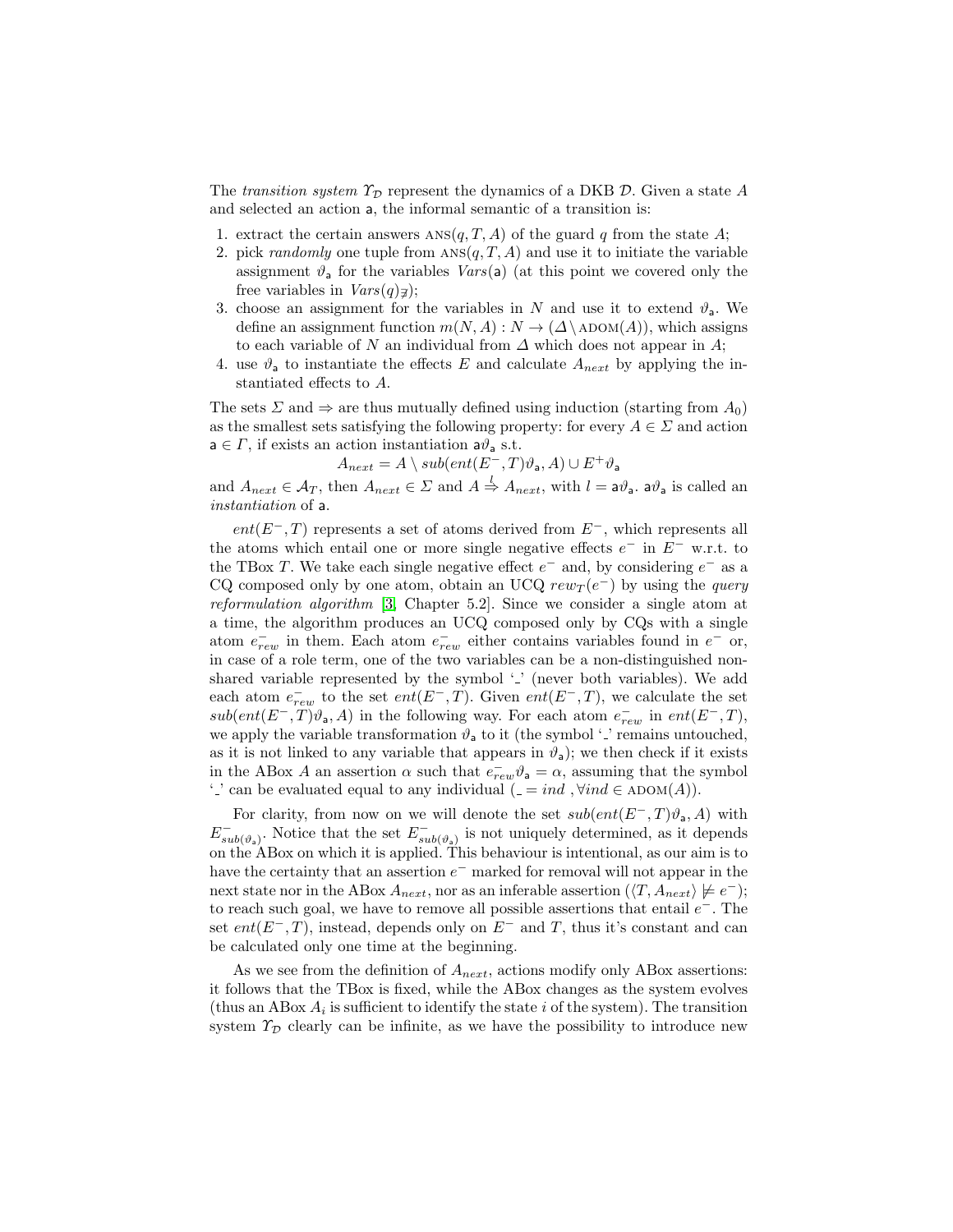The *transition system* $\Upsilon_{\mathcal{D}}$ represent the dynamics of a DKB $\mathcal{D}$. Given a state $A$ and selected an action $\mathsf{a}$, the informal semantic of a transition is:

1. extract the certain answers $\text{ANS}(q, T, A)$ of the guard $q$ from the state $A$;
2. pick *randomly* one tuple from $\text{ANS}(q, T, A)$ and use it to initiate the variable assignment $\vartheta_{\mathsf{a}}$ for the variables $Vars(\mathsf{a})$ (at this point we covered only the free variables in $Vars(q)_{\nexists}$);
3. choose an assignment for the variables in $N$ and use it to extend $\vartheta_{\mathsf{a}}$. We define an assignment function $m(N, A) : N \rightarrow (\Delta \setminus \text{ADOM}(A))$, which assigns to each variable of $N$ an individual from $\Delta$ which does not appear in $A$;
4. use $\vartheta_{\mathsf{a}}$ to instantiate the effects $E$ and calculate $A_{next}$ by applying the instantiated effects to $A$.

The sets $\Sigma$ and $\Rightarrow$ are thus mutually defined using induction (starting from $A_0$) as the smallest sets satisfying the following property: for every $A \in \Sigma$ and action $\mathsf{a} \in \Gamma$, if exists an action instantiation $\mathsf{a}\vartheta_{\mathsf{a}}$ s.t.

$$A_{next} = A \setminus sub(ent(E^-, T)\vartheta_{\mathsf{a}}, A) \cup E^+\vartheta_{\mathsf{a}}$$

and $A_{next} \in \mathcal{A}_T$, then $A_{next} \in \Sigma$ and $A \overset{l}{\Rightarrow} A_{next}$, with $l = \mathsf{a}\vartheta_{\mathsf{a}}$. $\mathsf{a}\vartheta_{\mathsf{a}}$ is called an *instantiation* of $\mathsf{a}$.

$ent(E^-, T)$ represents a set of atoms derived from $E^-$, which represents all the atoms which entail one or more single negative effects $e^-$ in $E^-$ w.r.t. to the TBox $T$. We take each single negative effect $e^-$ and, by considering $e^-$ as a CQ composed only by one atom, obtain an UCQ $rew_T(e^-)$ by using the *query reformulation algorithm* [3, Chapter 5.2]. Since we consider a single atom at a time, the algorithm produces an UCQ composed only by CQs with a single atom $e^-_{rew}$ in them. Each atom $e^-_{rew}$ either contains variables found in $e^-$ or, in case of a role term, one of the two variables can be a non-distinguished non-shared variable represented by the symbol '_' (never both variables). We add each atom $e^-_{rew}$ to the set $ent(E^-, T)$. Given $ent(E^-, T)$, we calculate the set $sub(ent(E^-, T)\vartheta_{\mathsf{a}}, A)$ in the following way. For each atom $e^-_{rew}$ in $ent(E^-, T)$, we apply the variable transformation $\vartheta_{\mathsf{a}}$ to it (the symbol '_' remains untouched, as it is not linked to any variable that appears in $\vartheta_{\mathsf{a}}$); we then check if it exists in the ABox $A$ an assertion $\alpha$ such that $e^-_{rew}\vartheta_{\mathsf{a}} = \alpha$, assuming that the symbol '_' can be evaluated equal to any individual ($\_ = ind\ , \forall ind \in \text{ADOM}(A)$).

For clarity, from now on we will denote the set $sub(ent(E^-, T)\vartheta_{\mathsf{a}}, A)$ with $E^-_{sub(\vartheta_{\mathsf{a}})}$. Notice that the set $E^-_{sub(\vartheta_{\mathsf{a}})}$ is not uniquely determined, as it depends on the ABox on which it is applied. This behaviour is intentional, as our aim is to have the certainty that an assertion $e^-$ marked for removal will not appear in the next state nor in the ABox $A_{next}$, nor as an inferable assertion ($\langle T, A_{next}\rangle \not\models e^-$); to reach such goal, we have to remove all possible assertions that entail $e^-$. The set $ent(E^-, T)$, instead, depends only on $E^-$ and $T$, thus it's constant and can be calculated only one time at the beginning.

As we see from the definition of $A_{next}$, actions modify only ABox assertions: it follows that the TBox is fixed, while the ABox changes as the system evolves (thus an ABox $A_i$ is sufficient to identify the state $i$ of the system). The transition system $\Upsilon_{\mathcal{D}}$ clearly can be infinite, as we have the possibility to introduce new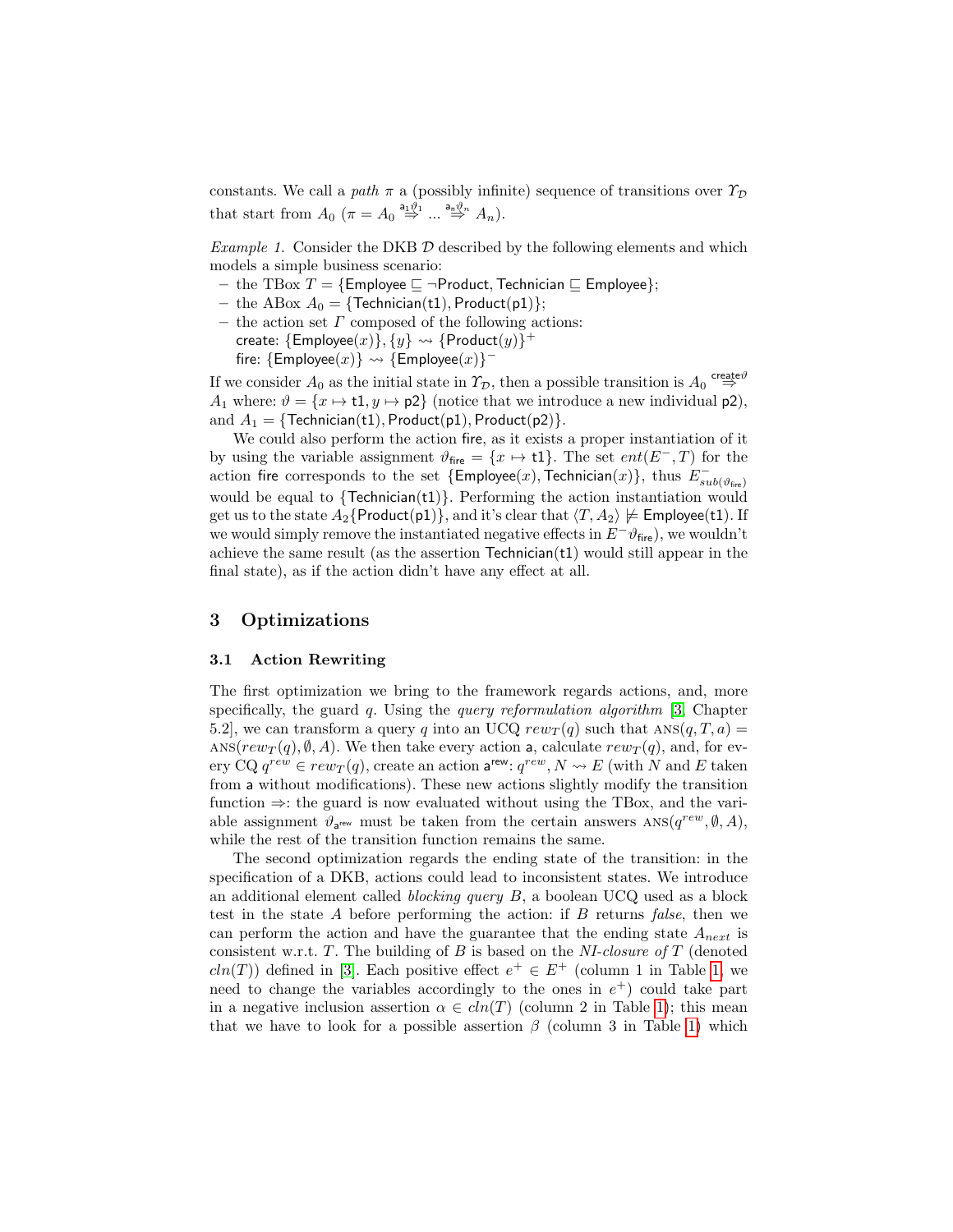constants. We call a *path* $\pi$ a (possibly infinite) sequence of transitions over $\Upsilon_{\mathcal{D}}$ that start from $A_0$ ($\pi = A_0 \overset{\mathsf{a}_1\vartheta_1}{\Rightarrow} \ldots \overset{\mathsf{a}_n\vartheta_n}{\Rightarrow} A_n$).

*Example 1.* Consider the DKB $\mathcal{D}$ described by the following elements and which models a simple business scenario:

- the TBox $T = \{\mathsf{Employee} \sqsubseteq \neg\mathsf{Product}, \mathsf{Technician} \sqsubseteq \mathsf{Employee}\}$;
- the ABox $A_0 = \{\mathsf{Technician}(\mathsf{t1}), \mathsf{Product}(\mathsf{p1})\}$;
- the action set $\Gamma$ composed of the following actions:
  create: $\{\mathsf{Employee}(x)\}, \{y\} \rightsquigarrow \{\mathsf{Product}(y)\}^+$
  fire: $\{\mathsf{Employee}(x)\} \rightsquigarrow \{\mathsf{Employee}(x)\}^-$

If we consider $A_0$ as the initial state in $\Upsilon_{\mathcal{D}}$, then a possible transition is $A_0 \overset{\mathsf{create}\vartheta}{\Rightarrow} A_1$ where: $\vartheta = \{x \mapsto \mathsf{t1}, y \mapsto \mathsf{p2}\}$ (notice that we introduce a new individual $\mathsf{p2}$), and $A_1 = \{\mathsf{Technician}(\mathsf{t1}), \mathsf{Product}(\mathsf{p1}), \mathsf{Product}(\mathsf{p2})\}$.

We could also perform the action fire, as it exists a proper instantiation of it by using the variable assignment $\vartheta_{\mathsf{fire}} = \{x \mapsto \mathsf{t1}\}$. The set $ent(E^-, T)$ for the action fire corresponds to the set $\{\mathsf{Employee}(x), \mathsf{Technician}(x)\}$, thus $E^-_{sub(\vartheta_{\mathsf{fire}})}$ would be equal to $\{\mathsf{Technician}(\mathsf{t1})\}$. Performing the action instantiation would get us to the state $A_2\{\mathsf{Product}(\mathsf{p1})\}$, and it's clear that $\langle T, A_2\rangle \not\models \mathsf{Employee}(\mathsf{t1})$. If we would simply remove the instantiated negative effects in $E^-\vartheta_{\mathsf{fire}}$), we wouldn't achieve the same result (as the assertion $\mathsf{Technician}(\mathsf{t1})$ would still appear in the final state), as if the action didn't have any effect at all.

## 3 Optimizations

### 3.1 Action Rewriting

The first optimization we bring to the framework regards actions, and, more specifically, the guard $q$. Using the *query reformulation algorithm* [3, Chapter 5.2], we can transform a query $q$ into an UCQ $rew_T(q)$ such that $\textsc{ans}(q, T, a) = \textsc{ans}(rew_T(q), \emptyset, A)$. We then take every action $\mathsf{a}$, calculate $rew_T(q)$, and, for every CQ $q^{rew} \in rew_T(q)$, create an action $\mathsf{a}^{\mathsf{rew}}$: $q^{rew}, N \rightsquigarrow E$ (with $N$ and $E$ taken from $\mathsf{a}$ without modifications). These new actions slightly modify the transition function $\Rightarrow$: the guard is now evaluated without using the TBox, and the variable assignment $\vartheta_{\mathsf{a}^{\mathsf{rew}}}$ must be taken from the certain answers $\textsc{ans}(q^{rew}, \emptyset, A)$, while the rest of the transition function remains the same.

The second optimization regards the ending state of the transition: in the specification of a DKB, actions could lead to inconsistent states. We introduce an additional element called *blocking query* $B$, a boolean UCQ used as a block test in the state $A$ before performing the action: if $B$ returns *false*, then we can perform the action and have the guarantee that the ending state $A_{next}$ is consistent w.r.t. $T$. The building of $B$ is based on the *NI-closure of* $T$ (denoted $cln(T)$) defined in [3]. Each positive effect $e^+ \in E^+$ (column 1 in Table 1, we need to change the variables accordingly to the ones in $e^+$) could take part in a negative inclusion assertion $\alpha \in cln(T)$ (column 2 in Table 1); this mean that we have to look for a possible assertion $\beta$ (column 3 in Table 1) which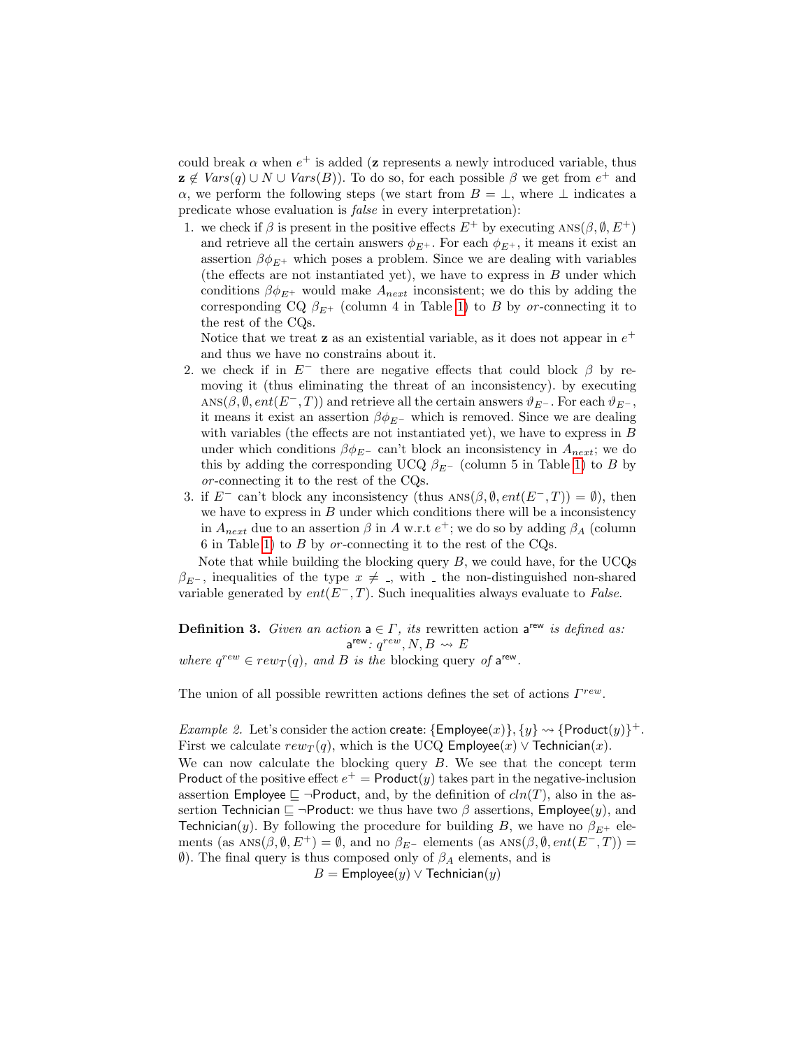could break $\alpha$ when $e^+$ is added ($\mathbf{z}$ represents a newly introduced variable, thus $\mathbf{z} \notin Vars(q) \cup N \cup Vars(B)$). To do so, for each possible $\beta$ we get from $e^+$ and $\alpha$, we perform the following steps (we start from $B = \bot$, where $\bot$ indicates a predicate whose evaluation is *false* in every interpretation):

1. we check if $\beta$ is present in the positive effects $E^+$ by executing $\text{ANS}(\beta, \emptyset, E^+)$ and retrieve all the certain answers $\phi_{E^+}$. For each $\phi_{E^+}$, it means it exist an assertion $\beta\phi_{E^+}$ which poses a problem. Since we are dealing with variables (the effects are not instantiated yet), we have to express in $B$ under which conditions $\beta\phi_{E^+}$ would make $A_{next}$ inconsistent; we do this by adding the corresponding CQ $\beta_{E^+}$ (column 4 in Table 1) to $B$ by *or*-connecting it to the rest of the CQs.

   Notice that we treat $\mathbf{z}$ as an existential variable, as it does not appear in $e^+$ and thus we have no constrains about it.
2. we check if in $E^-$ there are negative effects that could block $\beta$ by removing it (thus eliminating the threat of an inconsistency). by executing $\text{ANS}(\beta, \emptyset, ent(E^-, T))$ and retrieve all the certain answers $\vartheta_{E^-}$. For each $\vartheta_{E^-}$, it means it exist an assertion $\beta\phi_{E^-}$ which is removed. Since we are dealing with variables (the effects are not instantiated yet), we have to express in $B$ under which conditions $\beta\phi_{E^-}$ can't block an inconsistency in $A_{next}$; we do this by adding the corresponding UCQ $\beta_{E^-}$ (column 5 in Table 1) to $B$ by *or*-connecting it to the rest of the CQs.
3. if $E^-$ can't block any inconsistency (thus $\text{ANS}(\beta, \emptyset, ent(E^-, T)) = \emptyset$), then we have to express in $B$ under which conditions there will be a inconsistency in $A_{next}$ due to an assertion $\beta$ in $A$ w.r.t $e^+$; we do so by adding $\beta_A$ (column 6 in Table 1) to $B$ by *or*-connecting it to the rest of the CQs.

Note that while building the blocking query $B$, we could have, for the UCQs $\beta_{E^-}$, inequalities of the type $x \neq \_$, with $\_$ the non-distinguished non-shared variable generated by $ent(E^-, T)$. Such inequalities always evaluate to *False*.

**Definition 3.** *Given an action* $\mathsf{a} \in \Gamma$*, its* rewritten action $\mathsf{a}^{\mathsf{rew}}$ *is defined as:*

$$\mathsf{a}^{\mathsf{rew}}\colon q^{rew}, N, B \rightsquigarrow E$$

*where* $q^{rew} \in rew_T(q)$*, and* $B$ *is the* blocking query *of* $\mathsf{a}^{\mathsf{rew}}$.

The union of all possible rewritten actions defines the set of actions $\Gamma^{rew}$.

*Example 2.* Let's consider the action $\mathsf{create}$: $\{\mathsf{Employee}(x)\}, \{y\} \rightsquigarrow \{\mathsf{Product}(y)\}^+$. First we calculate $rew_T(q)$, which is the UCQ $\mathsf{Employee}(x) \vee \mathsf{Technician}(x)$.
We can now calculate the blocking query $B$. We see that the concept term $\mathsf{Product}$ of the positive effect $e^+ = \mathsf{Product}(y)$ takes part in the negative-inclusion assertion $\mathsf{Employee} \sqsubseteq \neg\mathsf{Product}$, and, by the definition of $cln(T)$, also in the assertion $\mathsf{Technician} \sqsubseteq \neg\mathsf{Product}$: we thus have two $\beta$ assertions, $\mathsf{Employee}(y)$, and $\mathsf{Technician}(y)$. By following the procedure for building $B$, we have no $\beta_{E^+}$ elements (as $\text{ANS}(\beta, \emptyset, E^+) = \emptyset$, and no $\beta_{E^-}$ elements (as $\text{ANS}(\beta, \emptyset, ent(E^-, T)) = \emptyset$). The final query is thus composed only of $\beta_A$ elements, and is

$$B = \mathsf{Employee}(y) \vee \mathsf{Technician}(y)$$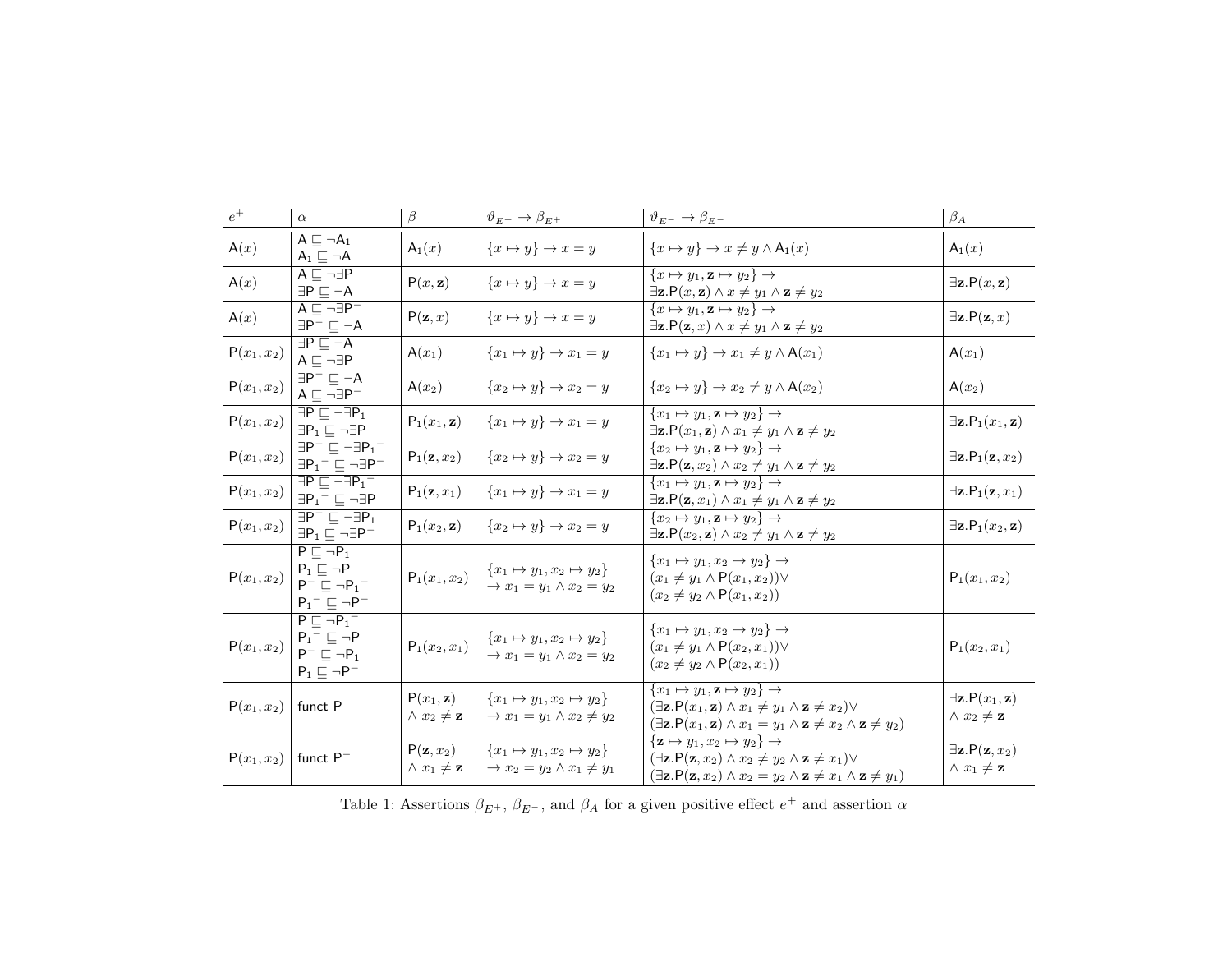| $e^+$ | $\alpha$ | $\beta$ | $\vartheta_{E^+} \rightarrow \beta_{E^+}$ | $\vartheta_{E^-} \rightarrow \beta_{E^-}$ | $\beta_A$ |
|---|---|---|---|---|---|
| $\mathsf{A}(x)$ | $\mathsf{A} \sqsubseteq \neg\mathsf{A}_1$ <br> $\mathsf{A}_1 \sqsubseteq \neg\mathsf{A}$ | $\mathsf{A}_1(x)$ | $\{x \mapsto y\} \rightarrow x = y$ | $\{x \mapsto y\} \rightarrow x \neq y \wedge \mathsf{A}_1(x)$ | $\mathsf{A}_1(x)$ |
| $\mathsf{A}(x)$ | $\mathsf{A} \sqsubseteq \neg\exists\mathsf{P}$ <br> $\exists\mathsf{P} \sqsubseteq \neg\mathsf{A}$ | $\mathsf{P}(x, \mathbf{z})$ | $\{x \mapsto y\} \rightarrow x = y$ | $\{x \mapsto y_1, \mathbf{z} \mapsto y_2\} \rightarrow$ <br> $\exists\mathbf{z}.\mathsf{P}(x, \mathbf{z}) \wedge x \neq y_1 \wedge \mathbf{z} \neq y_2$ | $\exists\mathbf{z}.\mathsf{P}(x, \mathbf{z})$ |
| $\mathsf{A}(x)$ | $\mathsf{A} \sqsubseteq \neg\exists\mathsf{P}^-$ <br> $\exists\mathsf{P}^- \sqsubseteq \neg\mathsf{A}$ | $\mathsf{P}(\mathbf{z}, x)$ | $\{x \mapsto y\} \rightarrow x = y$ | $\{x \mapsto y_1, \mathbf{z} \mapsto y_2\} \rightarrow$ <br> $\exists\mathbf{z}.\mathsf{P}(\mathbf{z}, x) \wedge x \neq y_1 \wedge \mathbf{z} \neq y_2$ | $\exists\mathbf{z}.\mathsf{P}(\mathbf{z}, x)$ |
| $\mathsf{P}(x_1, x_2)$ | $\exists\mathsf{P} \sqsubseteq \neg\mathsf{A}$ <br> $\mathsf{A} \sqsubseteq \neg\exists\mathsf{P}$ | $\mathsf{A}(x_1)$ | $\{x_1 \mapsto y\} \rightarrow x_1 = y$ | $\{x_1 \mapsto y\} \rightarrow x_1 \neq y \wedge \mathsf{A}(x_1)$ | $\mathsf{A}(x_1)$ |
| $\mathsf{P}(x_1, x_2)$ | $\exists\mathsf{P}^- \sqsubseteq \neg\mathsf{A}$ <br> $\mathsf{A} \sqsubseteq \neg\exists\mathsf{P}^-$ | $\mathsf{A}(x_2)$ | $\{x_2 \mapsto y\} \rightarrow x_2 = y$ | $\{x_2 \mapsto y\} \rightarrow x_2 \neq y \wedge \mathsf{A}(x_2)$ | $\mathsf{A}(x_2)$ |
| $\mathsf{P}(x_1, x_2)$ | $\exists\mathsf{P} \sqsubseteq \neg\exists\mathsf{P}_1$ <br> $\exists\mathsf{P}_1 \sqsubseteq \neg\exists\mathsf{P}$ | $\mathsf{P}_1(x_1, \mathbf{z})$ | $\{x_1 \mapsto y\} \rightarrow x_1 = y$ | $\{x_1 \mapsto y_1, \mathbf{z} \mapsto y_2\} \rightarrow$ <br> $\exists\mathbf{z}.\mathsf{P}(x_1, \mathbf{z}) \wedge x_1 \neq y_1 \wedge \mathbf{z} \neq y_2$ | $\exists\mathbf{z}.\mathsf{P}_1(x_1, \mathbf{z})$ |
| $\mathsf{P}(x_1, x_2)$ | $\exists\mathsf{P}^- \sqsubseteq \neg\exists{\mathsf{P}_1}^-$ <br> $\exists{\mathsf{P}_1}^- \sqsubseteq \neg\exists\mathsf{P}^-$ | $\mathsf{P}_1(\mathbf{z}, x_2)$ | $\{x_2 \mapsto y\} \rightarrow x_2 = y$ | $\{x_2 \mapsto y_1, \mathbf{z} \mapsto y_2\} \rightarrow$ <br> $\exists\mathbf{z}.\mathsf{P}(\mathbf{z}, x_2) \wedge x_2 \neq y_1 \wedge \mathbf{z} \neq y_2$ | $\exists\mathbf{z}.\mathsf{P}_1(\mathbf{z}, x_2)$ |
| $\mathsf{P}(x_1, x_2)$ | $\exists\mathsf{P} \sqsubseteq \neg\exists{\mathsf{P}_1}^-$ <br> $\exists{\mathsf{P}_1}^- \sqsubseteq \neg\exists\mathsf{P}$ | $\mathsf{P}_1(\mathbf{z}, x_1)$ | $\{x_1 \mapsto y\} \rightarrow x_1 = y$ | $\{x_1 \mapsto y_1, \mathbf{z} \mapsto y_2\} \rightarrow$ <br> $\exists\mathbf{z}.\mathsf{P}(\mathbf{z}, x_1) \wedge x_1 \neq y_1 \wedge \mathbf{z} \neq y_2$ | $\exists\mathbf{z}.\mathsf{P}_1(\mathbf{z}, x_1)$ |
| $\mathsf{P}(x_1, x_2)$ | $\exists\mathsf{P}^- \sqsubseteq \neg\exists\mathsf{P}_1$ <br> $\exists\mathsf{P}_1 \sqsubseteq \neg\exists\mathsf{P}^-$ | $\mathsf{P}_1(x_2, \mathbf{z})$ | $\{x_2 \mapsto y\} \rightarrow x_2 = y$ | $\{x_2 \mapsto y_1, \mathbf{z} \mapsto y_2\} \rightarrow$ <br> $\exists\mathbf{z}.\mathsf{P}(x_2, \mathbf{z}) \wedge x_2 \neq y_1 \wedge \mathbf{z} \neq y_2$ | $\exists\mathbf{z}.\mathsf{P}_1(x_2, \mathbf{z})$ |
| $\mathsf{P}(x_1, x_2)$ | $\mathsf{P} \sqsubseteq \neg\mathsf{P}_1$ <br> $\mathsf{P}_1 \sqsubseteq \neg\mathsf{P}$ <br> $\mathsf{P}^- \sqsubseteq \neg{\mathsf{P}_1}^-$ <br> ${\mathsf{P}_1}^- \sqsubseteq \neg\mathsf{P}^-$ | $\mathsf{P}_1(x_1, x_2)$ | $\{x_1 \mapsto y_1, x_2 \mapsto y_2\}$ <br> $\rightarrow x_1 = y_1 \wedge x_2 = y_2$ | $\{x_1 \mapsto y_1, x_2 \mapsto y_2\} \rightarrow$ <br> $(x_1 \neq y_1 \wedge \mathsf{P}(x_1, x_2)) \vee$ <br> $(x_2 \neq y_2 \wedge \mathsf{P}(x_1, x_2))$ | $\mathsf{P}_1(x_1, x_2)$ |
| $\mathsf{P}(x_1, x_2)$ | $\mathsf{P} \sqsubseteq \neg{\mathsf{P}_1}^-$ <br> ${\mathsf{P}_1}^- \sqsubseteq \neg\mathsf{P}$ <br> $\mathsf{P}^- \sqsubseteq \neg\mathsf{P}_1$ <br> $\mathsf{P}_1 \sqsubseteq \neg\mathsf{P}^-$ | $\mathsf{P}_1(x_2, x_1)$ | $\{x_1 \mapsto y_1, x_2 \mapsto y_2\}$ <br> $\rightarrow x_1 = y_1 \wedge x_2 = y_2$ | $\{x_1 \mapsto y_1, x_2 \mapsto y_2\} \rightarrow$ <br> $(x_1 \neq y_1 \wedge \mathsf{P}(x_2, x_1)) \vee$ <br> $(x_2 \neq y_2 \wedge \mathsf{P}(x_2, x_1))$ | $\mathsf{P}_1(x_2, x_1)$ |
| $\mathsf{P}(x_1, x_2)$ | funct $\mathsf{P}$ | $\mathsf{P}(x_1, \mathbf{z})$ <br> $\wedge\, x_2 \neq \mathbf{z}$ | $\{x_1 \mapsto y_1, x_2 \mapsto y_2\}$ <br> $\rightarrow x_1 = y_1 \wedge x_2 \neq y_2$ | $\{x_1 \mapsto y_1, \mathbf{z} \mapsto y_2\} \rightarrow$ <br> $(\exists\mathbf{z}.\mathsf{P}(x_1, \mathbf{z}) \wedge x_1 \neq y_1 \wedge \mathbf{z} \neq x_2) \vee$ <br> $(\exists\mathbf{z}.\mathsf{P}(x_1, \mathbf{z}) \wedge x_1 = y_1 \wedge \mathbf{z} \neq x_2 \wedge \mathbf{z} \neq y_2)$ | $\exists\mathbf{z}.\mathsf{P}(x_1, \mathbf{z})$ <br> $\wedge\, x_2 \neq \mathbf{z}$ |
| $\mathsf{P}(x_1, x_2)$ | funct $\mathsf{P}^-$ | $\mathsf{P}(\mathbf{z}, x_2)$ <br> $\wedge\, x_1 \neq \mathbf{z}$ | $\{x_1 \mapsto y_1, x_2 \mapsto y_2\}$ <br> $\rightarrow x_2 = y_2 \wedge x_1 \neq y_1$ | $\{\mathbf{z} \mapsto y_1, x_2 \mapsto y_2\} \rightarrow$ <br> $(\exists\mathbf{z}.\mathsf{P}(\mathbf{z}, x_2) \wedge x_2 \neq y_2 \wedge \mathbf{z} \neq x_1) \vee$ <br> $(\exists\mathbf{z}.\mathsf{P}(\mathbf{z}, x_2) \wedge x_2 = y_2 \wedge \mathbf{z} \neq x_1 \wedge \mathbf{z} \neq y_1)$ | $\exists\mathbf{z}.\mathsf{P}(\mathbf{z}, x_2)$ <br> $\wedge\, x_1 \neq \mathbf{z}$ |

Table 1: Assertions $\beta_{E^+}$, $\beta_{E^-}$, and $\beta_A$ for a given positive effect $e^+$ and assertion $\alpha$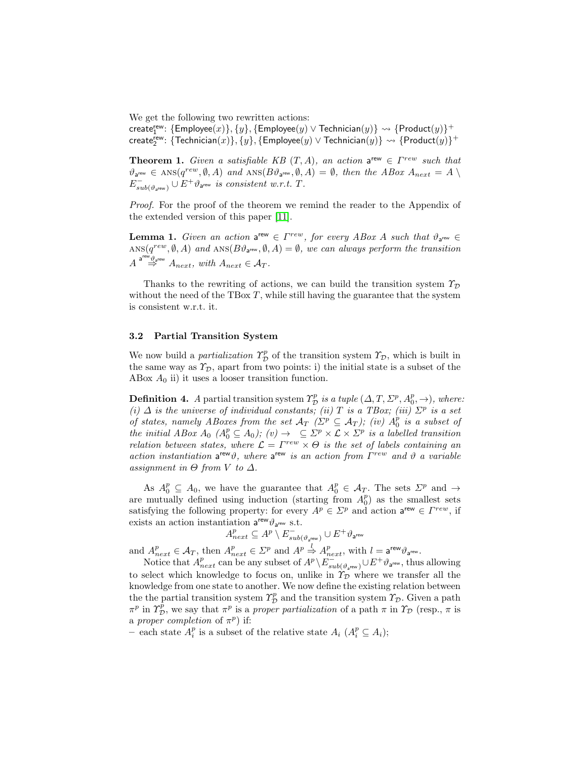We get the following two rewritten actions:
$\mathsf{create}^{\mathsf{rew}}_1$: $\{\mathsf{Employee}(x)\}, \{y\}, \{\mathsf{Employee}(y) \vee \mathsf{Technician}(y)\} \rightsquigarrow \{\mathsf{Product}(y)\}^+$
$\mathsf{create}^{\mathsf{rew}}_2$: $\{\mathsf{Technician}(x)\}, \{y\}, \{\mathsf{Employee}(y) \vee \mathsf{Technician}(y)\} \rightsquigarrow \{\mathsf{Product}(y)\}^+$

**Theorem 1.** *Given a satisfiable KB $(T, A)$, an action $\mathsf{a}^{\mathsf{rew}} \in \Gamma^{rew}$ such that $\vartheta_{\mathsf{a}^{\mathsf{rew}}} \in \mathrm{ANS}(q^{rew}, \emptyset, A)$ and $\mathrm{ANS}(B\vartheta_{\mathsf{a}^{\mathsf{rew}}}, \emptyset, A) = \emptyset$, then the ABox $A_{next} = A \setminus E^-_{sub(\vartheta_{\mathsf{a}^{\mathsf{rew}}})} \cup E^+\vartheta_{\mathsf{a}^{\mathsf{rew}}}$ is consistent w.r.t. $T$.*

*Proof.* For the proof of the theorem we remind the reader to the Appendix of the extended version of this paper [11].

**Lemma 1.** *Given an action $\mathsf{a}^{\mathsf{rew}} \in \Gamma^{rew}$, for every ABox $A$ such that $\vartheta_{\mathsf{a}^{\mathsf{rew}}} \in \mathrm{ANS}(q^{rew}, \emptyset, A)$ and $\mathrm{ANS}(B\vartheta_{\mathsf{a}^{\mathsf{rew}}}, \emptyset, A) = \emptyset$, we can always perform the transition $A \overset{\mathsf{a}^{\mathsf{rew}}\vartheta_{\mathsf{a}^{\mathsf{rew}}}}{\Rightarrow} A_{next}$, with $A_{next} \in \mathcal{A}_T$.*

Thanks to the rewriting of actions, we can build the transition system $\Upsilon_{\mathcal{D}}$ without the need of the TBox $T$, while still having the guarantee that the system is consistent w.r.t. it.

### 3.2 Partial Transition System

We now build a *partialization* $\Upsilon^p_{\mathcal{D}}$ of the transition system $\Upsilon_{\mathcal{D}}$, which is built in the same way as $\Upsilon_{\mathcal{D}}$, apart from two points: i) the initial state is a subset of the ABox $A_0$ ii) it uses a looser transition function.

**Definition 4.** *A* partial transition system *$\Upsilon^p_{\mathcal{D}}$ is a tuple $(\Delta, T, \Sigma^p, A^p_0, \rightarrow)$, where: (i) $\Delta$ is the universe of individual constants; (ii) $T$ is a TBox; (iii) $\Sigma^p$ is a set of states, namely ABoxes from the set $\mathcal{A}_T$ ($\Sigma^p \subseteq \mathcal{A}_T$); (iv) $A^p_0$ is a subset of the initial ABox $A_0$ ($A^p_0 \subseteq A_0$); (v) $\rightarrow \ \subseteq \Sigma^p \times \mathcal{L} \times \Sigma^p$ is a labelled transition relation between states, where $\mathcal{L} = \Gamma^{rew} \times \Theta$ is the set of labels containing an action instantiation $\mathsf{a}^{\mathsf{rew}}\vartheta$, where $\mathsf{a}^{\mathsf{rew}}$ is an action from $\Gamma^{rew}$ and $\vartheta$ a variable assignment in $\Theta$ from $V$ to $\Delta$.*

As $A^p_0 \subseteq A_0$, we have the guarantee that $A^p_0 \in \mathcal{A}_T$. The sets $\Sigma^p$ and $\rightarrow$ are mutually defined using induction (starting from $A^p_0$) as the smallest sets satisfying the following property: for every $A^p \in \Sigma^p$ and action $\mathsf{a}^{\mathsf{rew}} \in \Gamma^{rew}$, if exists an action instantiation $\mathsf{a}^{\mathsf{rew}}\vartheta_{\mathsf{a}^{\mathsf{rew}}}$ s.t.

$$A^p_{next} \subseteq A^p \setminus E^-_{sub(\vartheta_{\mathsf{a}^{\mathsf{rew}}})} \cup E^+\vartheta_{\mathsf{a}^{\mathsf{rew}}}$$

and $A^p_{next} \in \mathcal{A}_T$, then $A^p_{next} \in \Sigma^p$ and $A^p \overset{l}{\Rightarrow} A^p_{next}$, with $l = \mathsf{a}^{\mathsf{rew}}\vartheta_{\mathsf{a}^{\mathsf{rew}}}$.

Notice that $A^p_{next}$ can be any subset of $A^p \setminus E^-_{sub(\vartheta_{\mathsf{a}^{\mathsf{rew}}})} \cup E^+\vartheta_{\mathsf{a}^{\mathsf{rew}}}$, thus allowing to select which knowledge to focus on, unlike in $\Upsilon_{\mathcal{D}}$ where we transfer all the knowledge from one state to another. We now define the existing relation between the the partial transition system $\Upsilon^p_{\mathcal{D}}$ and the transition system $\Upsilon_{\mathcal{D}}$. Given a path $\pi^p$ in $\Upsilon^p_{\mathcal{D}}$, we say that $\pi^p$ is a *proper partialization* of a path $\pi$ in $\Upsilon_{\mathcal{D}}$ (resp., $\pi$ is a *proper completion* of $\pi^p$) if:

- each state $A^p_i$ is a subset of the relative state $A_i$ ($A^p_i \subseteq A_i$);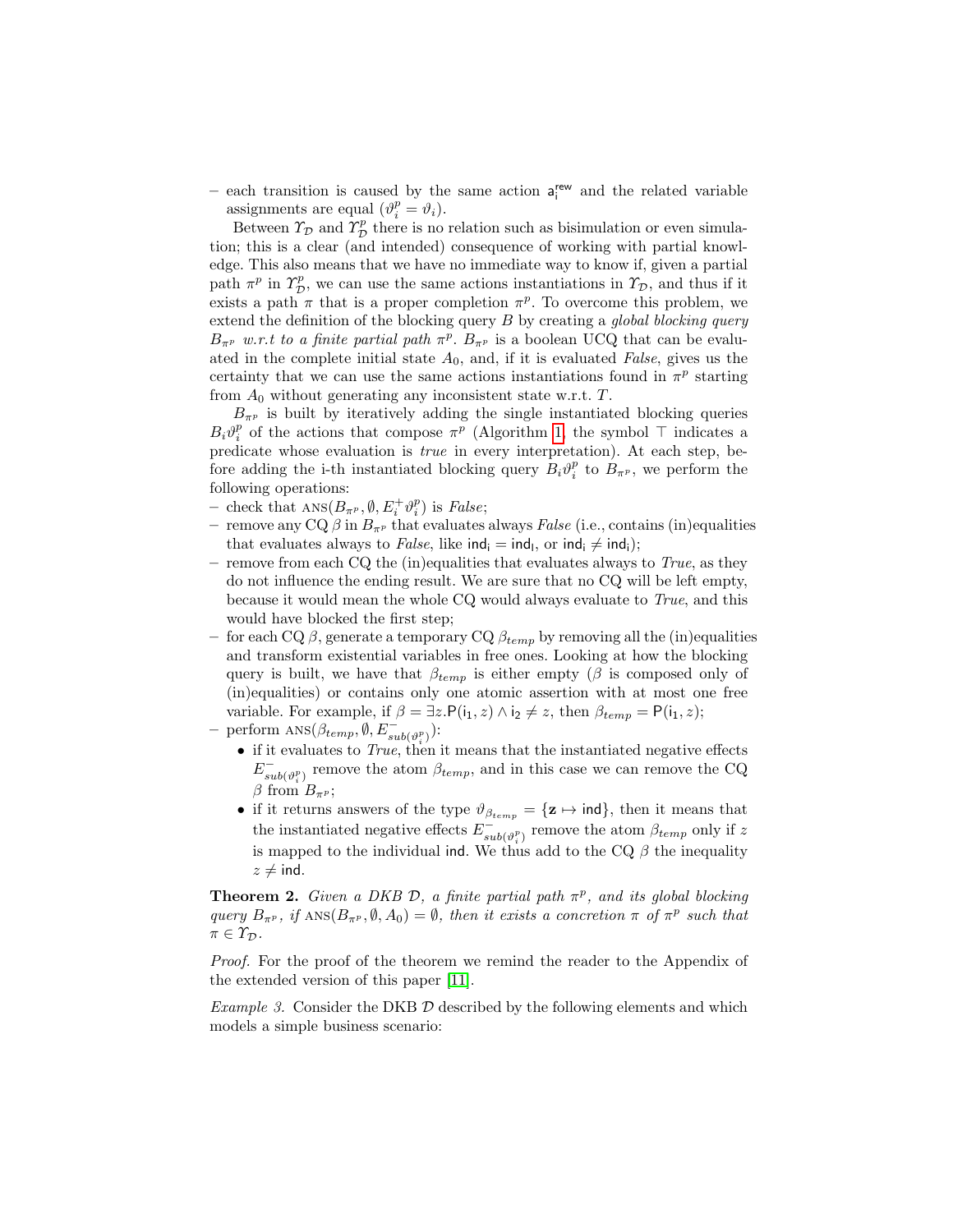– each transition is caused by the same action $\mathsf{a}_\mathsf{i}^{\mathsf{rew}}$ and the related variable assignments are equal ($\vartheta_i^p = \vartheta_i$).

Between $\Upsilon_\mathcal{D}$ and $\Upsilon_\mathcal{D}^p$ there is no relation such as bisimulation or even simulation; this is a clear (and intended) consequence of working with partial knowledge. This also means that we have no immediate way to know if, given a partial path $\pi^p$ in $\Upsilon_\mathcal{D}^p$, we can use the same actions instantiations in $\Upsilon_\mathcal{D}$, and thus if it exists a path $\pi$ that is a proper completion $\pi^p$. To overcome this problem, we extend the definition of the blocking query $B$ by creating a *global blocking query* $B_{\pi^p}$ *w.r.t to a finite partial path* $\pi^p$. $B_{\pi^p}$ is a boolean UCQ that can be evaluated in the complete initial state $A_0$, and, if it is evaluated *False*, gives us the certainty that we can use the same actions instantiations found in $\pi^p$ starting from $A_0$ without generating any inconsistent state w.r.t. $T$.

$B_{\pi^p}$ is built by iteratively adding the single instantiated blocking queries $B_i\vartheta_i^p$ of the actions that compose $\pi^p$ (Algorithm 1, the symbol $\top$ indicates a predicate whose evaluation is *true* in every interpretation). At each step, before adding the i-th instantiated blocking query $B_i\vartheta_i^p$ to $B_{\pi^p}$, we perform the following operations:

- check that $\text{ANS}(B_{\pi^p}, \emptyset, E_i^+\vartheta_i^p)$ is *False*;
- remove any CQ $\beta$ in $B_{\pi^p}$ that evaluates always *False* (i.e., contains (in)equalities that evaluates always to *False*, like $\mathsf{ind_i} = \mathsf{ind_l}$, or $\mathsf{ind_i} \neq \mathsf{ind_i}$);
- remove from each CQ the (in)equalities that evaluates always to *True*, as they do not influence the ending result. We are sure that no CQ will be left empty, because it would mean the whole CQ would always evaluate to *True*, and this would have blocked the first step;
- for each CQ $\beta$, generate a temporary CQ $\beta_{temp}$ by removing all the (in)equalities and transform existential variables in free ones. Looking at how the blocking query is built, we have that $\beta_{temp}$ is either empty ($\beta$ is composed only of (in)equalities) or contains only one atomic assertion with at most one free variable. For example, if $\beta = \exists z.\mathsf{P}(\mathsf{i_1}, z) \wedge \mathsf{i_2} \neq z$, then $\beta_{temp} = \mathsf{P}(\mathsf{i_1}, z)$;
- perform $\text{ANS}(\beta_{temp}, \emptyset, E^-_{sub(\vartheta_i^p)})$:
  - if it evaluates to *True*, then it means that the instantiated negative effects $E^-_{sub(\vartheta_i^p)}$ remove the atom $\beta_{temp}$, and in this case we can remove the CQ $\beta$ from $B_{\pi^p}$;
  - if it returns answers of the type $\vartheta_{\beta_{temp}} = \{\mathbf{z} \mapsto \mathsf{ind}\}$, then it means that the instantiated negative effects $E^-_{sub(\vartheta_i^p)}$ remove the atom $\beta_{temp}$ only if $z$ is mapped to the individual $\mathsf{ind}$. We thus add to the CQ $\beta$ the inequality $z \neq \mathsf{ind}$.

**Theorem 2.** *Given a DKB* $\mathcal{D}$*, a finite partial path* $\pi^p$*, and its global blocking query* $B_{\pi^p}$*, if* $\text{ANS}(B_{\pi^p}, \emptyset, A_0) = \emptyset$*, then it exists a concretion* $\pi$ *of* $\pi^p$ *such that* $\pi \in \Upsilon_\mathcal{D}$.

*Proof.* For the proof of the theorem we remind the reader to the Appendix of the extended version of this paper [11].

*Example 3.* Consider the DKB $\mathcal{D}$ described by the following elements and which models a simple business scenario: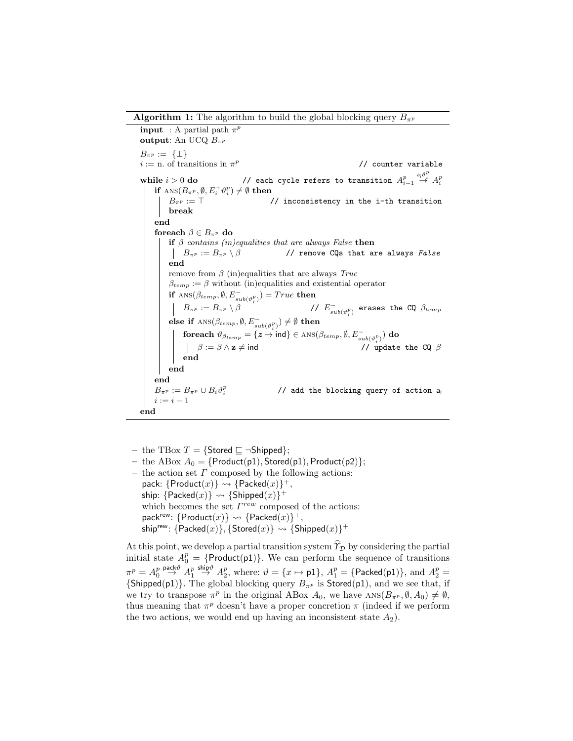**Algorithm 1:** The algorithm to build the global blocking query $B_{\pi^p}$

```
input  : A partial path π^p
output: An UCQ B_{π^p}

B_{π^p} := {⊥}
i := n. of transitions in π^p                              // counter variable
while i > 0 do          // each cycle refers to transition A^p_{i-1} --a_i ϑ^p_i--> A^p_i
    if ANS(B_{π^p}, ∅, E^+_i ϑ^p_i) ≠ ∅ then
        B_{π^p} := ⊤                            // inconsistency in the i-th transition
        break
    end
    foreach β ∈ B_{π^p} do
        if β contains (in)equalities that are always False then
            B_{π^p} := B_{π^p} \ β                 // remove CQs that are always False
        end
        remove from β (in)equalities that are always True
        β_temp := β without (in)equalities and existential operator
        if ANS(β_temp, ∅, E^-_{sub(ϑ^p_i)}) = True then
            B_{π^p} := B_{π^p} \ β                  // E^-_{sub(ϑ^p_i)} erases the CQ β_temp
        else if ANS(β_temp, ∅, E^-_{sub(ϑ^p_i)}) ≠ ∅ then
            foreach ϑ_{β_temp} = {z ↦ ind} ∈ ANS(β_temp, ∅, E^-_{sub(ϑ^p_i)}) do
                β := β ∧ z ≠ ind                               // update the CQ β
            end
        end
    end
    B_{π^p} := B_{π^p} ∪ B_i ϑ^p_i              // add the blocking query of action a_i
    i := i − 1
end
```

- the TBox $T = \{\mathsf{Stored} \sqsubseteq \neg\mathsf{Shipped}\}$;
- the ABox $A_0 = \{\mathsf{Product}(\mathsf{p1}), \mathsf{Stored}(\mathsf{p1}), \mathsf{Product}(\mathsf{p2})\}$;
- the action set $\Gamma$ composed by the following actions:
  pack: $\{\mathsf{Product}(x)\} \rightsquigarrow \{\mathsf{Packed}(x)\}^+$,
  ship: $\{\mathsf{Packed}(x)\} \rightsquigarrow \{\mathsf{Shipped}(x)\}^+$
  which becomes the set $\Gamma^{rew}$ composed of the actions:
  $\mathsf{pack}^{\mathsf{rew}}$: $\{\mathsf{Product}(x)\} \rightsquigarrow \{\mathsf{Packed}(x)\}^+$,
  $\mathsf{ship}^{\mathsf{rew}}$: $\{\mathsf{Packed}(x)\}, \{\mathsf{Stored}(x)\} \rightsquigarrow \{\mathsf{Shipped}(x)\}^+$

At this point, we develop a partial transition system $\widehat{\Upsilon}_{\mathcal{D}}$ by considering the partial initial state $A_0^p = \{\mathsf{Product}(\mathsf{p1})\}$. We can perform the sequence of transitions $\pi^p = A_0^p \overset{\mathsf{pack}\vartheta}{\to} A_1^p \overset{\mathsf{ship}\vartheta}{\to} A_2^p$, where: $\vartheta = \{x \mapsto \mathsf{p1}\}$, $A_1^p = \{\mathsf{Packed}(\mathsf{p1})\}$, and $A_2^p = \{\mathsf{Shipped}(\mathsf{p1})\}$. The global blocking query $B_{\pi^p}$ is $\mathsf{Stored}(\mathsf{p1})$, and we see that, if we try to transpose $\pi^p$ in the original ABox $A_0$, we have $\text{ANS}(B_{\pi^p}, \emptyset, A_0) \neq \emptyset$, thus meaning that $\pi^p$ doesn't have a proper concretion $\pi$ (indeed if we perform the two actions, we would end up having an inconsistent state $A_2$).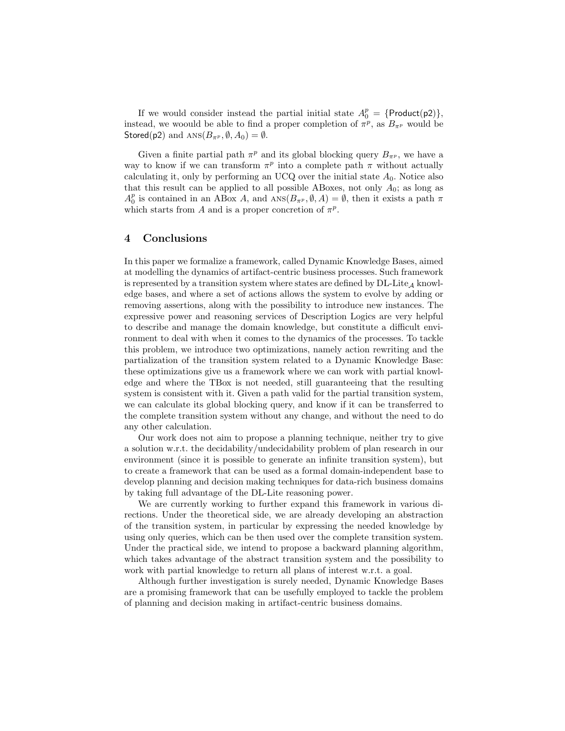If we would consider instead the partial initial state $A_0^p = \{\mathsf{Product(p2)}\}$, instead, we woould be able to find a proper completion of $\pi^p$, as $B_{\pi^p}$ would be $\mathsf{Stored(p2)}$ and $\textsc{ans}(B_{\pi^p}, \emptyset, A_0) = \emptyset$.

Given a finite partial path $\pi^p$ and its global blocking query $B_{\pi^p}$, we have a way to know if we can transform $\pi^p$ into a complete path $\pi$ without actually calculating it, only by performing an UCQ over the initial state $A_0$. Notice also that this result can be applied to all possible ABoxes, not only $A_0$; as long as $A_0^p$ is contained in an ABox $A$, and $\textsc{ans}(B_{\pi^p}, \emptyset, A) = \emptyset$, then it exists a path $\pi$ which starts from $A$ and is a proper concretion of $\pi^p$.

## 4 Conclusions

In this paper we formalize a framework, called Dynamic Knowledge Bases, aimed at modelling the dynamics of artifact-centric business processes. Such framework is represented by a transition system where states are defined by DL-Lite$_{\mathcal{A}}$ knowledge bases, and where a set of actions allows the system to evolve by adding or removing assertions, along with the possibility to introduce new instances. The expressive power and reasoning services of Description Logics are very helpful to describe and manage the domain knowledge, but constitute a difficult environment to deal with when it comes to the dynamics of the processes. To tackle this problem, we introduce two optimizations, namely action rewriting and the partialization of the transition system related to a Dynamic Knowledge Base: these optimizations give us a framework where we can work with partial knowledge and where the TBox is not needed, still guaranteeing that the resulting system is consistent with it. Given a path valid for the partial transition system, we can calculate its global blocking query, and know if it can be transferred to the complete transition system without any change, and without the need to do any other calculation.

Our work does not aim to propose a planning technique, neither try to give a solution w.r.t. the decidability/undecidability problem of plan research in our environment (since it is possible to generate an infinite transition system), but to create a framework that can be used as a formal domain-independent base to develop planning and decision making techniques for data-rich business domains by taking full advantage of the DL-Lite reasoning power.

We are currently working to further expand this framework in various directions. Under the theoretical side, we are already developing an abstraction of the transition system, in particular by expressing the needed knowledge by using only queries, which can be then used over the complete transition system. Under the practical side, we intend to propose a backward planning algorithm, which takes advantage of the abstract transition system and the possibility to work with partial knowledge to return all plans of interest w.r.t. a goal.

Although further investigation is surely needed, Dynamic Knowledge Bases are a promising framework that can be usefully employed to tackle the problem of planning and decision making in artifact-centric business domains.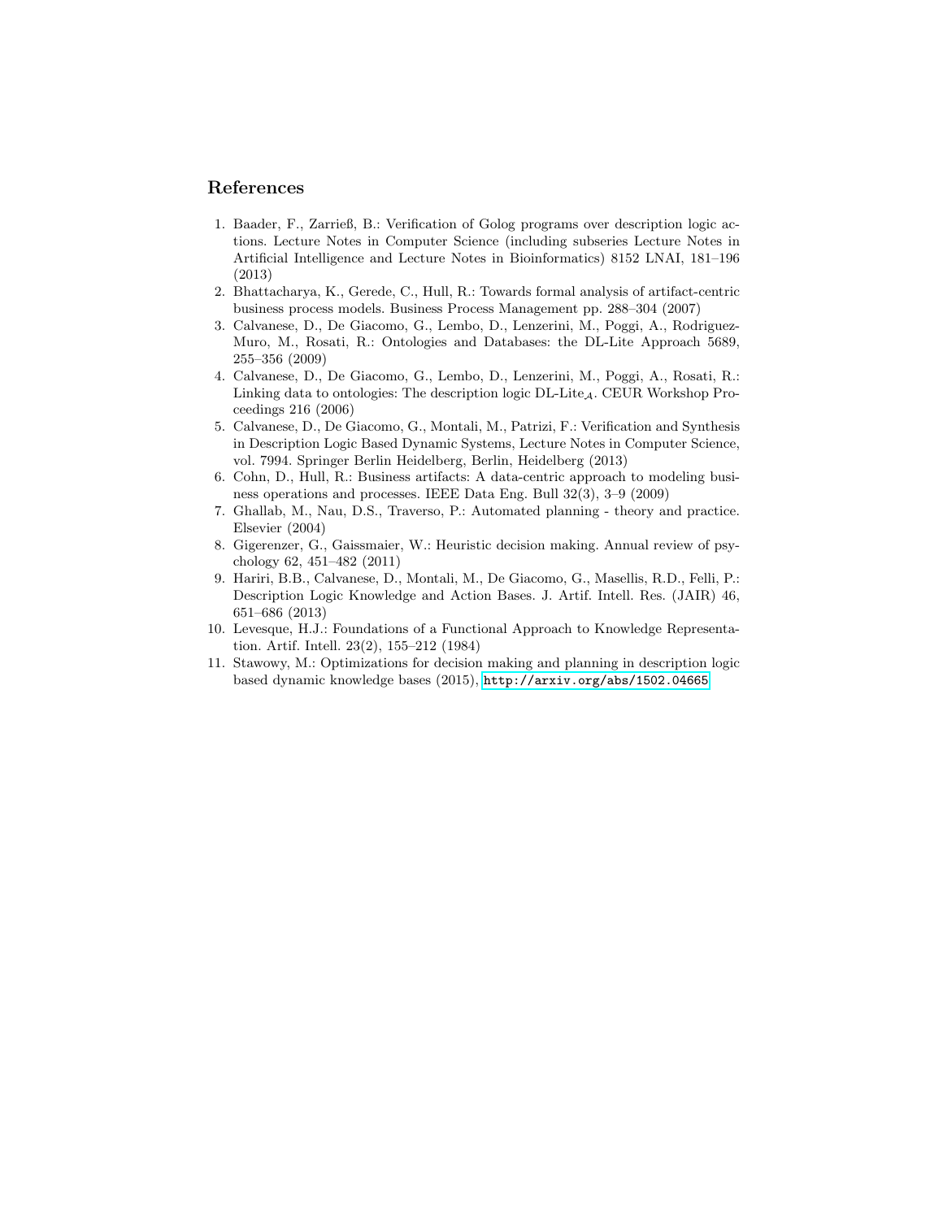## References

1. Baader, F., Zarrieß, B.: Verification of Golog programs over description logic actions. Lecture Notes in Computer Science (including subseries Lecture Notes in Artificial Intelligence and Lecture Notes in Bioinformatics) 8152 LNAI, 181–196 (2013)
2. Bhattacharya, K., Gerede, C., Hull, R.: Towards formal analysis of artifact-centric business process models. Business Process Management pp. 288–304 (2007)
3. Calvanese, D., De Giacomo, G., Lembo, D., Lenzerini, M., Poggi, A., Rodriguez-Muro, M., Rosati, R.: Ontologies and Databases: the DL-Lite Approach 5689, 255–356 (2009)
4. Calvanese, D., De Giacomo, G., Lembo, D., Lenzerini, M., Poggi, A., Rosati, R.: Linking data to ontologies: The description logic DL-Lite$_{\mathcal{A}}$. CEUR Workshop Proceedings 216 (2006)
5. Calvanese, D., De Giacomo, G., Montali, M., Patrizi, F.: Verification and Synthesis in Description Logic Based Dynamic Systems, Lecture Notes in Computer Science, vol. 7994. Springer Berlin Heidelberg, Berlin, Heidelberg (2013)
6. Cohn, D., Hull, R.: Business artifacts: A data-centric approach to modeling business operations and processes. IEEE Data Eng. Bull 32(3), 3–9 (2009)
7. Ghallab, M., Nau, D.S., Traverso, P.: Automated planning - theory and practice. Elsevier (2004)
8. Gigerenzer, G., Gaissmaier, W.: Heuristic decision making. Annual review of psychology 62, 451–482 (2011)
9. Hariri, B.B., Calvanese, D., Montali, M., De Giacomo, G., Masellis, R.D., Felli, P.: Description Logic Knowledge and Action Bases. J. Artif. Intell. Res. (JAIR) 46, 651–686 (2013)
10. Levesque, H.J.: Foundations of a Functional Approach to Knowledge Representation. Artif. Intell. 23(2), 155–212 (1984)
11. Stawowy, M.: Optimizations for decision making and planning in description logic based dynamic knowledge bases (2015), http://arxiv.org/abs/1502.04665